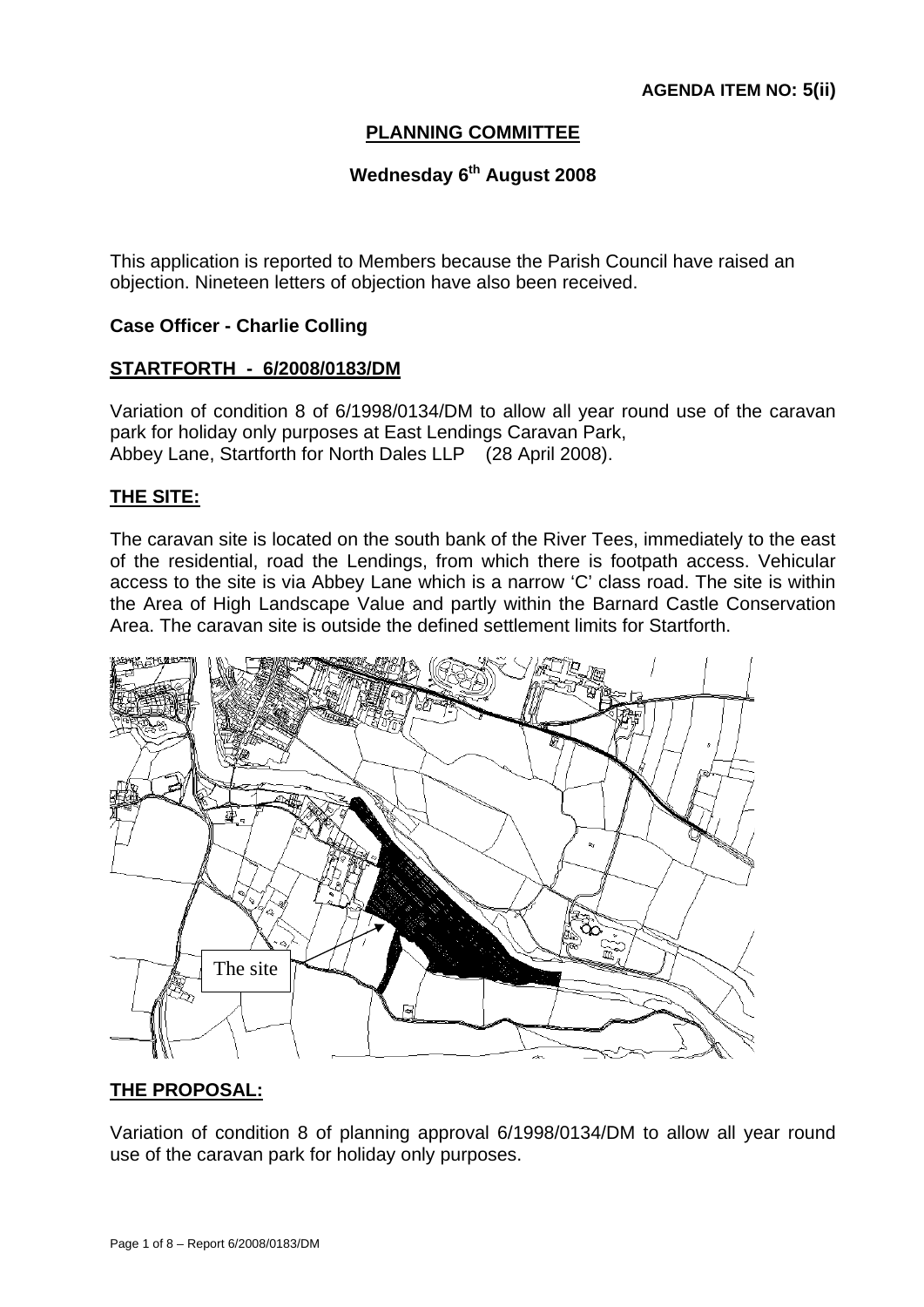**AGENDA ITEM NO: 5(ii)**

## PLANNING COMMITTEE

### Wednesday 6th August 2008

This application is reported to Members because the Parish Council have raised an objection. Nineteen letters of objection have also been received.

**Case Officer - Charlie Colling**

## STARTFORTH - 6/2008/0183/DM

Variation of condition 8 of 6/1998/0134/DM to allow all year round use of the caravan park for holiday only purposes at East Lendings Caravan Park, Abbey Lane, Startforth for North Dales LLP (28 April 2008).

## THE SITE:

The caravan site is located on the south bank of the River Tees, immediately to the east of the residential, road the Lendings, from which there is footpath access. Vehicular access to the site is via Abbey Lane which is a narrow 'C' class road. The site is within the Area of High Landscape Value and partly within the Barnard Castle Conservation Area. The caravan site is outside the defined settlement limits for Startforth.

The site

## THE PROPOSAL:

Variation of condition 8 of planning approval 6/1998/0134/DM to allow all year round use of the caravan park for holiday only purposes.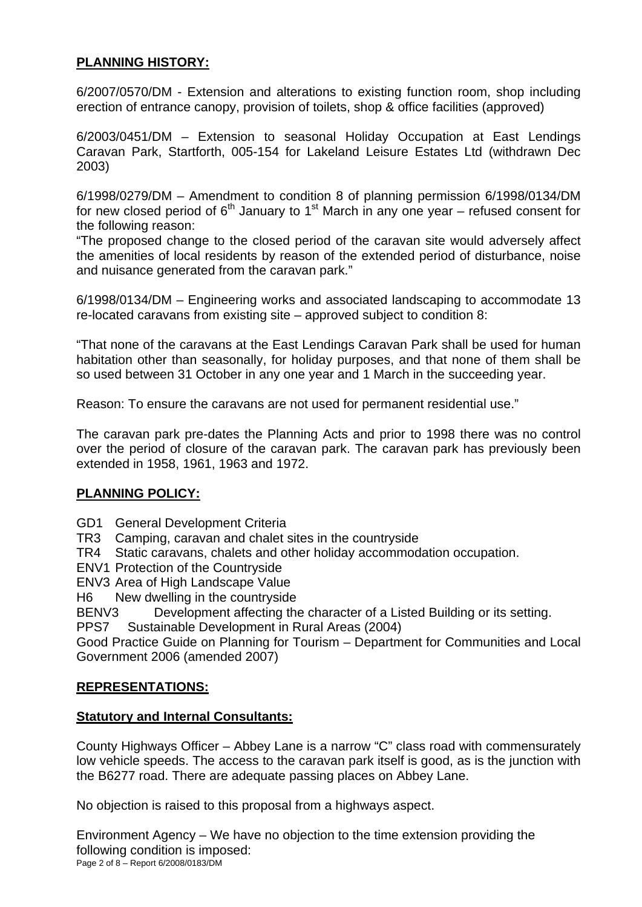## PLANNING HISTORY:

6/2007/0570/DM - Extension and alterations to existing function room, shop including erection of entrance canopy, provision of toilets, shop & office facilities (approved)

6/2003/0451/DM – Extension to seasonal Holiday Occupation at East Lendings Caravan Park, Startforth, 005-154 for Lakeland Leisure Estates Ltd (withdrawn Dec 2003)

6/1998/0279/DM – Amendment to condition 8 of planning permission 6/1998/0134/DM for new closed period of 6th January to 1st March in any one year – refused consent for the following reason:

"The proposed change to the closed period of the caravan site would adversely affect the amenities of local residents by reason of the extended period of disturbance, noise and nuisance generated from the caravan park."

6/1998/0134/DM – Engineering works and associated landscaping to accommodate 13 re-located caravans from existing site – approved subject to condition 8:

"That none of the caravans at the East Lendings Caravan Park shall be used for human habitation other than seasonally, for holiday purposes, and that none of them shall be so used between 31 October in any one year and 1 March in the succeeding year.

Reason: To ensure the caravans are not used for permanent residential use."

The caravan park pre-dates the Planning Acts and prior to 1998 there was no control over the period of closure of the caravan park. The caravan park has previously been extended in 1958, 1961, 1963 and 1972.

## PLANNING POLICY:

- GD1 General Development Criteria
- TR3 Camping, caravan and chalet sites in the countryside
- TR4 Static caravans, chalets and other holiday accommodation occupation.
- ENV1 Protection of the Countryside
- ENV3 Area of High Landscape Value
- H6 New dwelling in the countryside
- BENV3 Development affecting the character of a Listed Building or its setting.
- PPS7 Sustainable Development in Rural Areas (2004)

Good Practice Guide on Planning for Tourism – Department for Communities and Local Government 2006 (amended 2007)

## REPRESENTATIONS:

### Statutory and Internal Consultants:

County Highways Officer – Abbey Lane is a narrow "C" class road with commensurately low vehicle speeds. The access to the caravan park itself is good, as is the junction with the B6277 road. There are adequate passing places on Abbey Lane.

No objection is raised to this proposal from a highways aspect.

Environment Agency – We have no objection to the time extension providing the following condition is imposed: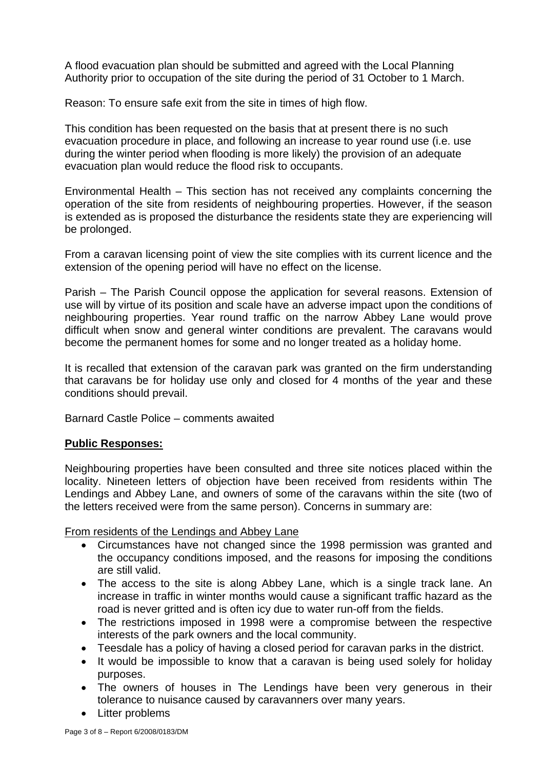A flood evacuation plan should be submitted and agreed with the Local Planning Authority prior to occupation of the site during the period of 31 October to 1 March.

Reason: To ensure safe exit from the site in times of high flow.

This condition has been requested on the basis that at present there is no such evacuation procedure in place, and following an increase to year round use (i.e. use during the winter period when flooding is more likely) the provision of an adequate evacuation plan would reduce the flood risk to occupants.

Environmental Health – This section has not received any complaints concerning the operation of the site from residents of neighbouring properties. However, if the season is extended as is proposed the disturbance the residents state they are experiencing will be prolonged.

From a caravan licensing point of view the site complies with its current licence and the extension of the opening period will have no effect on the license.

Parish – The Parish Council oppose the application for several reasons. Extension of use will by virtue of its position and scale have an adverse impact upon the conditions of neighbouring properties. Year round traffic on the narrow Abbey Lane would prove difficult when snow and general winter conditions are prevalent. The caravans would become the permanent homes for some and no longer treated as a holiday home.

It is recalled that extension of the caravan park was granted on the firm understanding that caravans be for holiday use only and closed for 4 months of the year and these conditions should prevail.

Barnard Castle Police – comments awaited

**Public Responses:**

Neighbouring properties have been consulted and three site notices placed within the locality. Nineteen letters of objection have been received from residents within The Lendings and Abbey Lane, and owners of some of the caravans within the site (two of the letters received were from the same person). Concerns in summary are:

From residents of the Lendings and Abbey Lane

- Circumstances have not changed since the 1998 permission was granted and the occupancy conditions imposed, and the reasons for imposing the conditions are still valid.
- The access to the site is along Abbey Lane, which is a single track lane. An increase in traffic in winter months would cause a significant traffic hazard as the road is never gritted and is often icy due to water run-off from the fields.
- The restrictions imposed in 1998 were a compromise between the respective interests of the park owners and the local community.
- Teesdale has a policy of having a closed period for caravan parks in the district.
- It would be impossible to know that a caravan is being used solely for holiday purposes.
- The owners of houses in The Lendings have been very generous in their tolerance to nuisance caused by caravanners over many years.
- Litter problems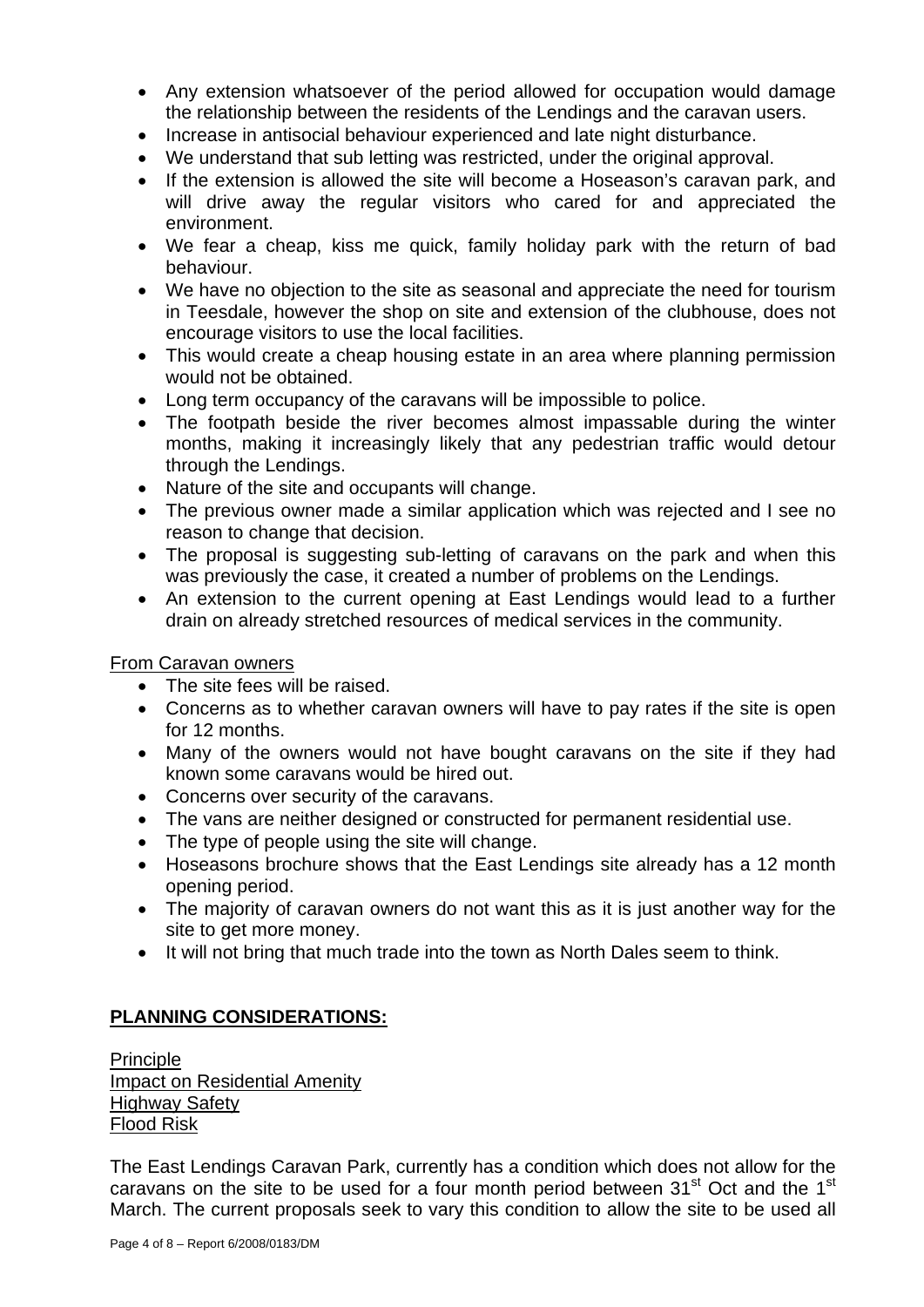- Any extension whatsoever of the period allowed for occupation would damage the relationship between the residents of the Lendings and the caravan users.
- Increase in antisocial behaviour experienced and late night disturbance.
- We understand that sub letting was restricted, under the original approval.
- If the extension is allowed the site will become a Hoseason's caravan park, and will drive away the regular visitors who cared for and appreciated the environment.
- We fear a cheap, kiss me quick, family holiday park with the return of bad behaviour.
- We have no objection to the site as seasonal and appreciate the need for tourism in Teesdale, however the shop on site and extension of the clubhouse, does not encourage visitors to use the local facilities.
- This would create a cheap housing estate in an area where planning permission would not be obtained.
- Long term occupancy of the caravans will be impossible to police.
- The footpath beside the river becomes almost impassable during the winter months, making it increasingly likely that any pedestrian traffic would detour through the Lendings.
- Nature of the site and occupants will change.
- The previous owner made a similar application which was rejected and I see no reason to change that decision.
- The proposal is suggesting sub-letting of caravans on the park and when this was previously the case, it created a number of problems on the Lendings.
- An extension to the current opening at East Lendings would lead to a further drain on already stretched resources of medical services in the community.

From Caravan owners

- The site fees will be raised.
- Concerns as to whether caravan owners will have to pay rates if the site is open for 12 months.
- Many of the owners would not have bought caravans on the site if they had known some caravans would be hired out.
- Concerns over security of the caravans.
- The vans are neither designed or constructed for permanent residential use.
- The type of people using the site will change.
- Hoseasons brochure shows that the East Lendings site already has a 12 month opening period.
- The majority of caravan owners do not want this as it is just another way for the site to get more money.
- It will not bring that much trade into the town as North Dales seem to think.

## PLANNING CONSIDERATIONS:

Principle
Impact on Residential Amenity
Highway Safety
Flood Risk

The East Lendings Caravan Park, currently has a condition which does not allow for the caravans on the site to be used for a four month period between 31st Oct and the 1st March. The current proposals seek to vary this condition to allow the site to be used all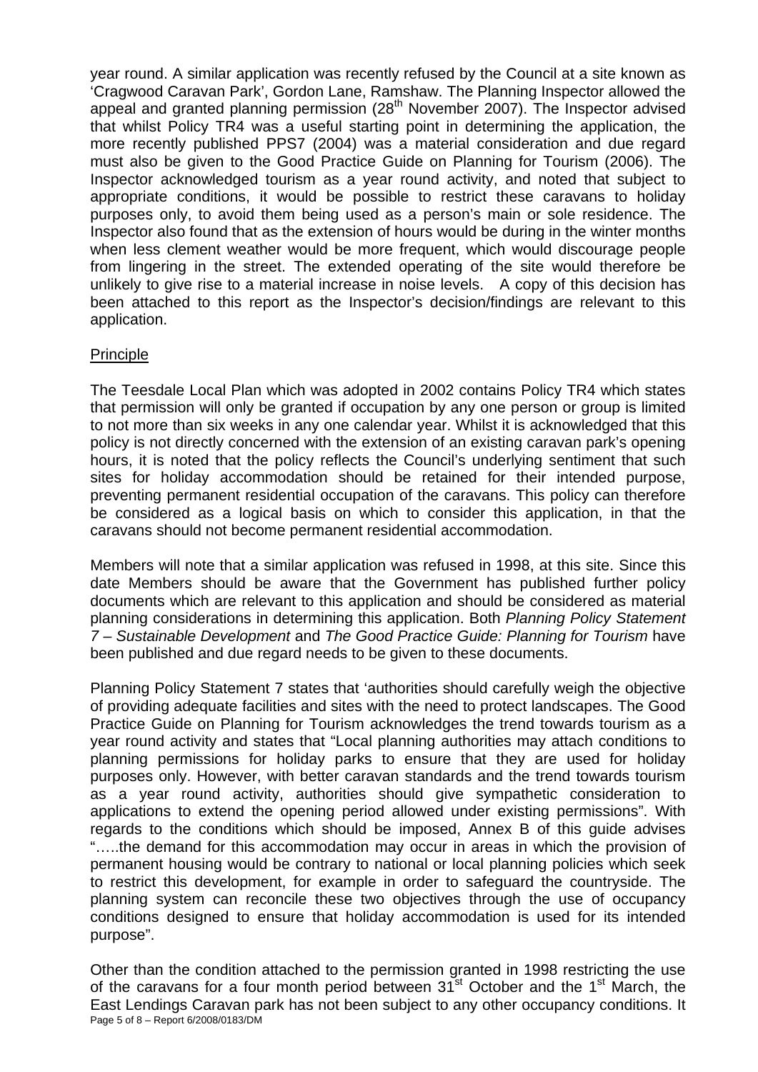year round. A similar application was recently refused by the Council at a site known as 'Cragwood Caravan Park', Gordon Lane, Ramshaw. The Planning Inspector allowed the appeal and granted planning permission (28th November 2007). The Inspector advised that whilst Policy TR4 was a useful starting point in determining the application, the more recently published PPS7 (2004) was a material consideration and due regard must also be given to the Good Practice Guide on Planning for Tourism (2006). The Inspector acknowledged tourism as a year round activity, and noted that subject to appropriate conditions, it would be possible to restrict these caravans to holiday purposes only, to avoid them being used as a person's main or sole residence. The Inspector also found that as the extension of hours would be during in the winter months when less clement weather would be more frequent, which would discourage people from lingering in the street. The extended operating of the site would therefore be unlikely to give rise to a material increase in noise levels. A copy of this decision has been attached to this report as the Inspector's decision/findings are relevant to this application.

Principle

The Teesdale Local Plan which was adopted in 2002 contains Policy TR4 which states that permission will only be granted if occupation by any one person or group is limited to not more than six weeks in any one calendar year. Whilst it is acknowledged that this policy is not directly concerned with the extension of an existing caravan park's opening hours, it is noted that the policy reflects the Council's underlying sentiment that such sites for holiday accommodation should be retained for their intended purpose, preventing permanent residential occupation of the caravans. This policy can therefore be considered as a logical basis on which to consider this application, in that the caravans should not become permanent residential accommodation.

Members will note that a similar application was refused in 1998, at this site. Since this date Members should be aware that the Government has published further policy documents which are relevant to this application and should be considered as material planning considerations in determining this application. Both *Planning Policy Statement 7 – Sustainable Development* and *The Good Practice Guide: Planning for Tourism* have been published and due regard needs to be given to these documents.

Planning Policy Statement 7 states that 'authorities should carefully weigh the objective of providing adequate facilities and sites with the need to protect landscapes. The Good Practice Guide on Planning for Tourism acknowledges the trend towards tourism as a year round activity and states that "Local planning authorities may attach conditions to planning permissions for holiday parks to ensure that they are used for holiday purposes only. However, with better caravan standards and the trend towards tourism as a year round activity, authorities should give sympathetic consideration to applications to extend the opening period allowed under existing permissions". With regards to the conditions which should be imposed, Annex B of this guide advises ".....the demand for this accommodation may occur in areas in which the provision of permanent housing would be contrary to national or local planning policies which seek to restrict this development, for example in order to safeguard the countryside. The planning system can reconcile these two objectives through the use of occupancy conditions designed to ensure that holiday accommodation is used for its intended purpose".

Other than the condition attached to the permission granted in 1998 restricting the use of the caravans for a four month period between 31st October and the 1st March, the East Lendings Caravan park has not been subject to any other occupancy conditions. It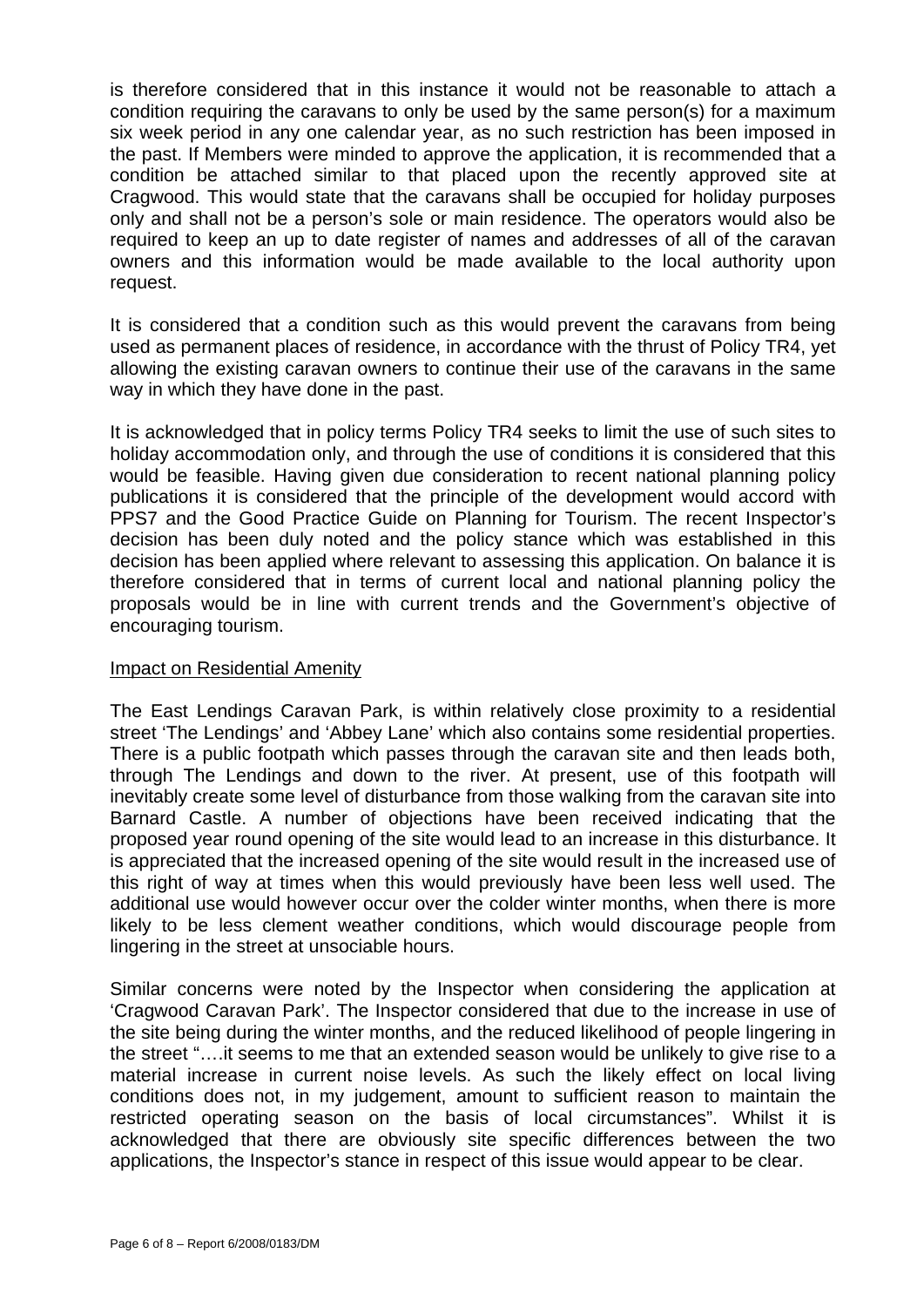is therefore considered that in this instance it would not be reasonable to attach a condition requiring the caravans to only be used by the same person(s) for a maximum six week period in any one calendar year, as no such restriction has been imposed in the past. If Members were minded to approve the application, it is recommended that a condition be attached similar to that placed upon the recently approved site at Cragwood. This would state that the caravans shall be occupied for holiday purposes only and shall not be a person's sole or main residence. The operators would also be required to keep an up to date register of names and addresses of all of the caravan owners and this information would be made available to the local authority upon request.

It is considered that a condition such as this would prevent the caravans from being used as permanent places of residence, in accordance with the thrust of Policy TR4, yet allowing the existing caravan owners to continue their use of the caravans in the same way in which they have done in the past.

It is acknowledged that in policy terms Policy TR4 seeks to limit the use of such sites to holiday accommodation only, and through the use of conditions it is considered that this would be feasible. Having given due consideration to recent national planning policy publications it is considered that the principle of the development would accord with PPS7 and the Good Practice Guide on Planning for Tourism. The recent Inspector's decision has been duly noted and the policy stance which was established in this decision has been applied where relevant to assessing this application. On balance it is therefore considered that in terms of current local and national planning policy the proposals would be in line with current trends and the Government's objective of encouraging tourism.

<u>Impact on Residential Amenity</u>

The East Lendings Caravan Park, is within relatively close proximity to a residential street 'The Lendings' and 'Abbey Lane' which also contains some residential properties. There is a public footpath which passes through the caravan site and then leads both, through The Lendings and down to the river. At present, use of this footpath will inevitably create some level of disturbance from those walking from the caravan site into Barnard Castle. A number of objections have been received indicating that the proposed year round opening of the site would lead to an increase in this disturbance. It is appreciated that the increased opening of the site would result in the increased use of this right of way at times when this would previously have been less well used. The additional use would however occur over the colder winter months, when there is more likely to be less clement weather conditions, which would discourage people from lingering in the street at unsociable hours.

Similar concerns were noted by the Inspector when considering the application at 'Cragwood Caravan Park'. The Inspector considered that due to the increase in use of the site being during the winter months, and the reduced likelihood of people lingering in the street "….it seems to me that an extended season would be unlikely to give rise to a material increase in current noise levels. As such the likely effect on local living conditions does not, in my judgement, amount to sufficient reason to maintain the restricted operating season on the basis of local circumstances". Whilst it is acknowledged that there are obviously site specific differences between the two applications, the Inspector's stance in respect of this issue would appear to be clear.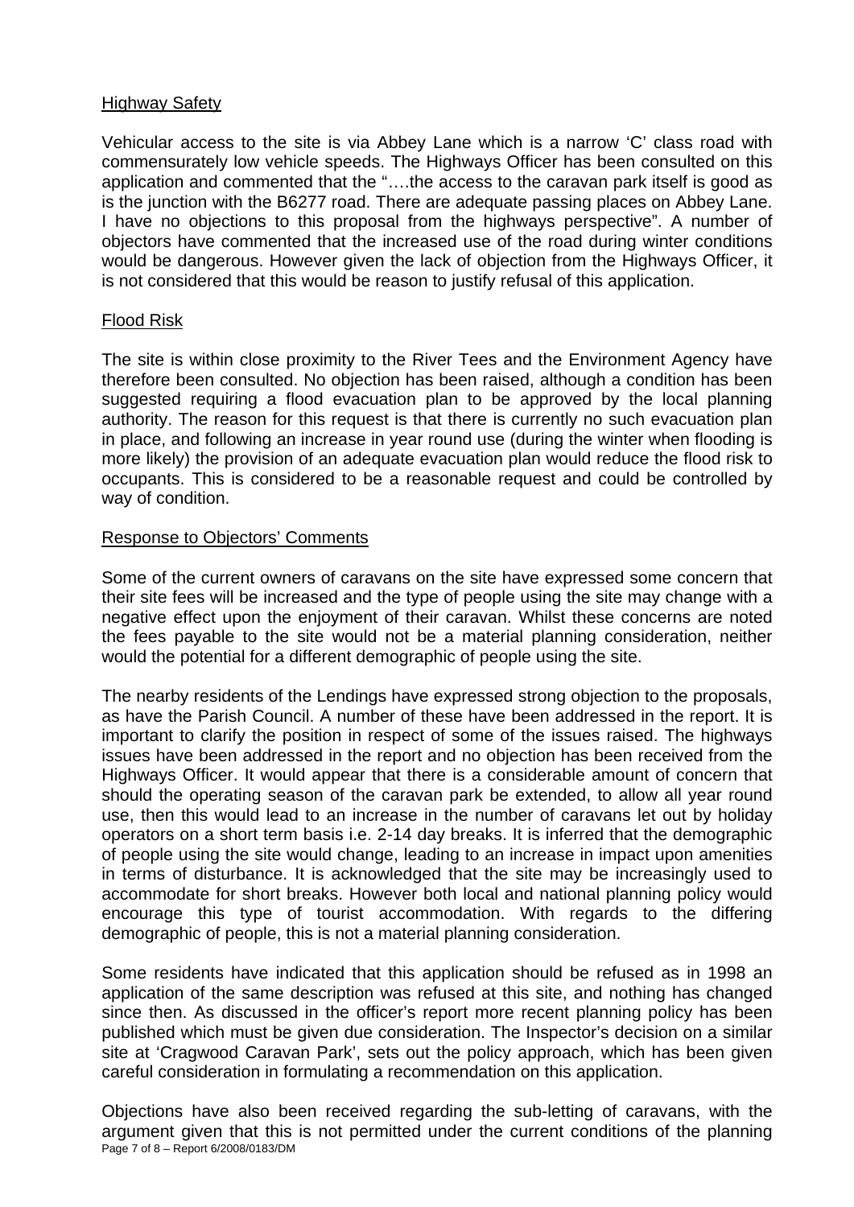<u>Highway Safety</u>

Vehicular access to the site is via Abbey Lane which is a narrow 'C' class road with commensurately low vehicle speeds. The Highways Officer has been consulted on this application and commented that the "….the access to the caravan park itself is good as is the junction with the B6277 road. There are adequate passing places on Abbey Lane. I have no objections to this proposal from the highways perspective". A number of objectors have commented that the increased use of the road during winter conditions would be dangerous. However given the lack of objection from the Highways Officer, it is not considered that this would be reason to justify refusal of this application.

<u>Flood Risk</u>

The site is within close proximity to the River Tees and the Environment Agency have therefore been consulted. No objection has been raised, although a condition has been suggested requiring a flood evacuation plan to be approved by the local planning authority. The reason for this request is that there is currently no such evacuation plan in place, and following an increase in year round use (during the winter when flooding is more likely) the provision of an adequate evacuation plan would reduce the flood risk to occupants. This is considered to be a reasonable request and could be controlled by way of condition.

<u>Response to Objectors' Comments</u>

Some of the current owners of caravans on the site have expressed some concern that their site fees will be increased and the type of people using the site may change with a negative effect upon the enjoyment of their caravan. Whilst these concerns are noted the fees payable to the site would not be a material planning consideration, neither would the potential for a different demographic of people using the site.

The nearby residents of the Lendings have expressed strong objection to the proposals, as have the Parish Council. A number of these have been addressed in the report. It is important to clarify the position in respect of some of the issues raised. The highways issues have been addressed in the report and no objection has been received from the Highways Officer. It would appear that there is a considerable amount of concern that should the operating season of the caravan park be extended, to allow all year round use, then this would lead to an increase in the number of caravans let out by holiday operators on a short term basis i.e. 2-14 day breaks. It is inferred that the demographic of people using the site would change, leading to an increase in impact upon amenities in terms of disturbance. It is acknowledged that the site may be increasingly used to accommodate for short breaks. However both local and national planning policy would encourage this type of tourist accommodation. With regards to the differing demographic of people, this is not a material planning consideration.

Some residents have indicated that this application should be refused as in 1998 an application of the same description was refused at this site, and nothing has changed since then. As discussed in the officer's report more recent planning policy has been published which must be given due consideration. The Inspector's decision on a similar site at 'Cragwood Caravan Park', sets out the policy approach, which has been given careful consideration in formulating a recommendation on this application.

Objections have also been received regarding the sub-letting of caravans, with the argument given that this is not permitted under the current conditions of the planning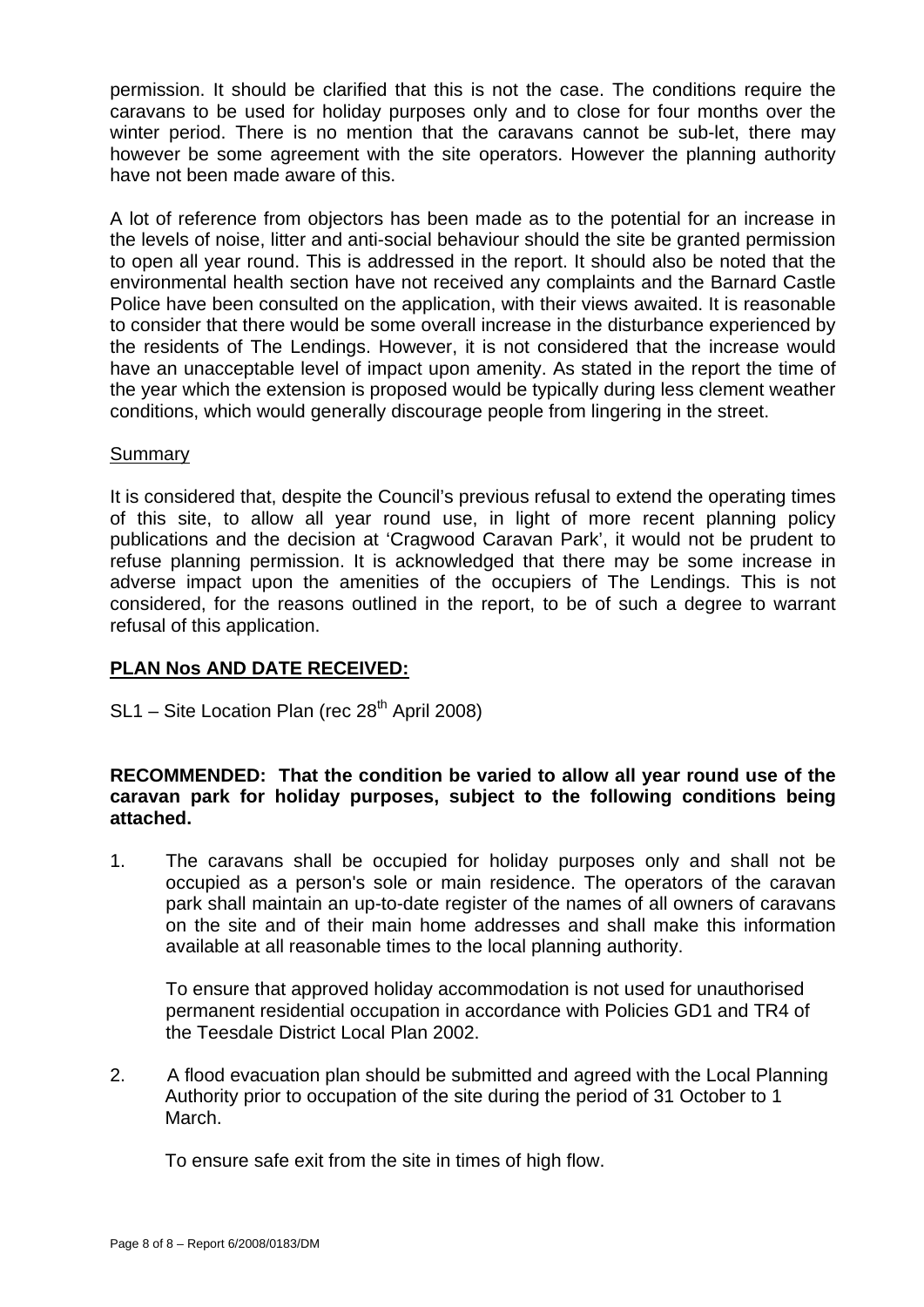permission. It should be clarified that this is not the case. The conditions require the caravans to be used for holiday purposes only and to close for four months over the winter period. There is no mention that the caravans cannot be sub-let, there may however be some agreement with the site operators. However the planning authority have not been made aware of this.

A lot of reference from objectors has been made as to the potential for an increase in the levels of noise, litter and anti-social behaviour should the site be granted permission to open all year round. This is addressed in the report. It should also be noted that the environmental health section have not received any complaints and the Barnard Castle Police have been consulted on the application, with their views awaited. It is reasonable to consider that there would be some overall increase in the disturbance experienced by the residents of The Lendings. However, it is not considered that the increase would have an unacceptable level of impact upon amenity. As stated in the report the time of the year which the extension is proposed would be typically during less clement weather conditions, which would generally discourage people from lingering in the street.

## Summary

It is considered that, despite the Council's previous refusal to extend the operating times of this site, to allow all year round use, in light of more recent planning policy publications and the decision at 'Cragwood Caravan Park', it would not be prudent to refuse planning permission. It is acknowledged that there may be some increase in adverse impact upon the amenities of the occupiers of The Lendings. This is not considered, for the reasons outlined in the report, to be of such a degree to warrant refusal of this application.

## PLAN Nos AND DATE RECEIVED:

SL1 – Site Location Plan (rec 28th April 2008)

**RECOMMENDED: That the condition be varied to allow all year round use of the caravan park for holiday purposes, subject to the following conditions being attached.**

1. The caravans shall be occupied for holiday purposes only and shall not be occupied as a person's sole or main residence. The operators of the caravan park shall maintain an up-to-date register of the names of all owners of caravans on the site and of their main home addresses and shall make this information available at all reasonable times to the local planning authority.

   To ensure that approved holiday accommodation is not used for unauthorised permanent residential occupation in accordance with Policies GD1 and TR4 of the Teesdale District Local Plan 2002.

2. A flood evacuation plan should be submitted and agreed with the Local Planning Authority prior to occupation of the site during the period of 31 October to 1 March.

   To ensure safe exit from the site in times of high flow.